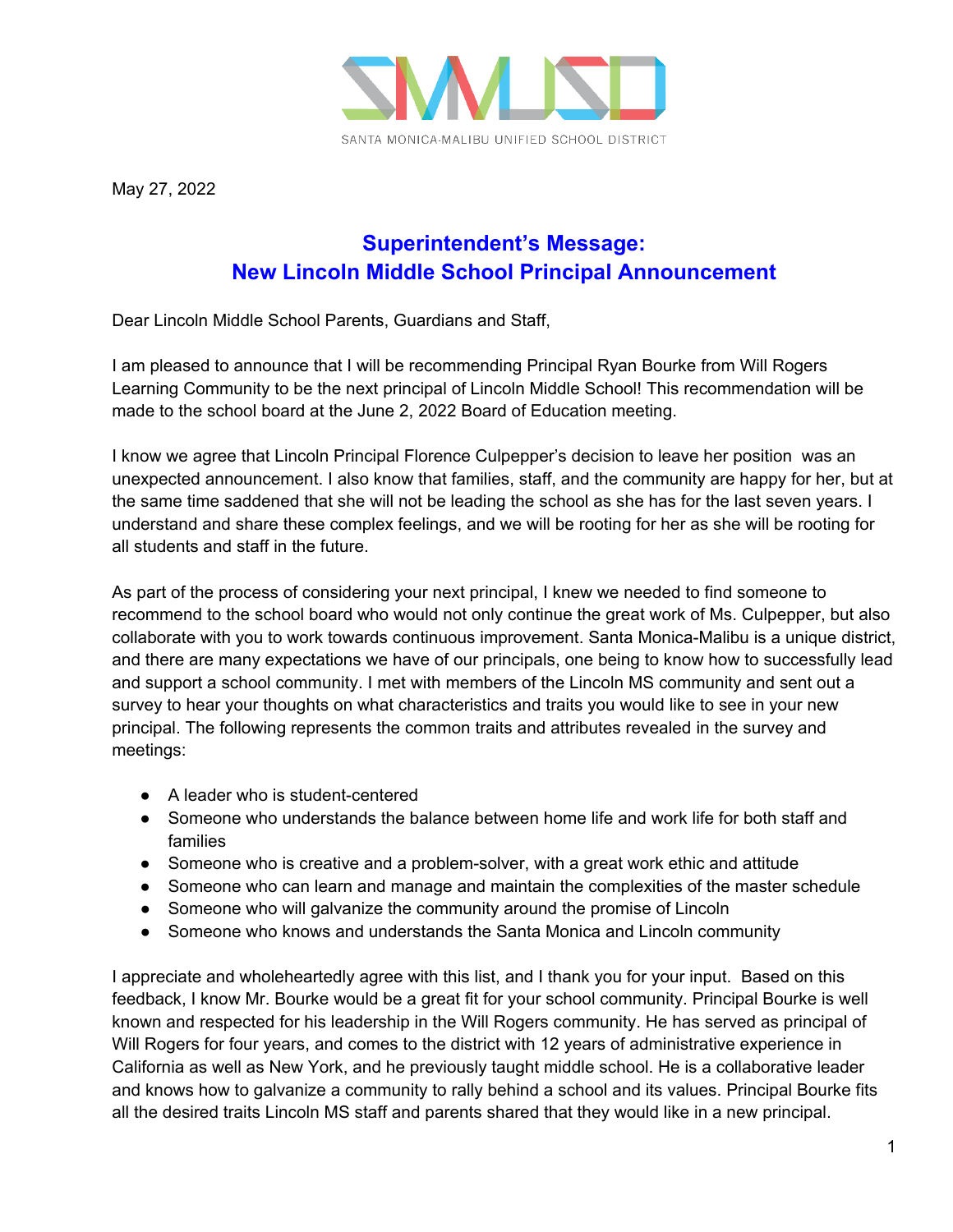SANTA MONICA-MALIBU UNIFIED SCHOOL DISTRICT

May 27, 2022

## Superintendent's Message: New Lincoln Middle School Principal Announcement

Dear Lincoln Middle School Parents, Guardians and Staff,

I am pleased to announce that I will be recommending Principal Ryan Bourke from Will Rogers Learning Community to be the next principal of Lincoln Middle School! This recommendation will be made to the school board at the June 2, 2022 Board of Education meeting.

I know we agree that Lincoln Principal Florence Culpepper's decision to leave her position was an unexpected announcement. I also know that families, staff, and the community are happy for her, but at the same time saddened that she will not be leading the school as she has for the last seven years. I understand and share these complex feelings, and we will be rooting for her as she will be rooting for all students and staff in the future.

As part of the process of considering your next principal, I knew we needed to find someone to recommend to the school board who would not only continue the great work of Ms. Culpepper, but also collaborate with you to work towards continuous improvement. Santa Monica-Malibu is a unique district, and there are many expectations we have of our principals, one being to know how to successfully lead and support a school community. I met with members of the Lincoln MS community and sent out a survey to hear your thoughts on what characteristics and traits you would like to see in your new principal. The following represents the common traits and attributes revealed in the survey and meetings:

- A leader who is student-centered
- Someone who understands the balance between home life and work life for both staff and families
- Someone who is creative and a problem-solver, with a great work ethic and attitude
- Someone who can learn and manage and maintain the complexities of the master schedule
- Someone who will galvanize the community around the promise of Lincoln
- Someone who knows and understands the Santa Monica and Lincoln community

I appreciate and wholeheartedly agree with this list, and I thank you for your input. Based on this feedback, I know Mr. Bourke would be a great fit for your school community. Principal Bourke is well known and respected for his leadership in the Will Rogers community. He has served as principal of Will Rogers for four years, and comes to the district with 12 years of administrative experience in California as well as New York, and he previously taught middle school. He is a collaborative leader and knows how to galvanize a community to rally behind a school and its values. Principal Bourke fits all the desired traits Lincoln MS staff and parents shared that they would like in a new principal.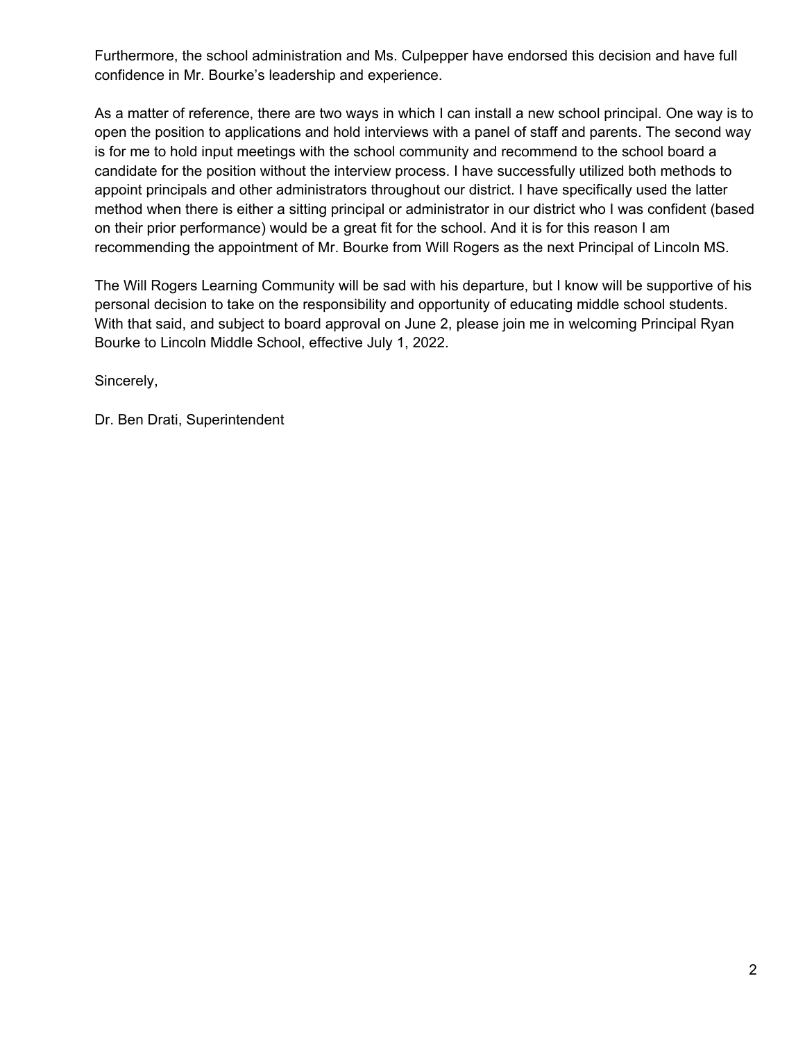Furthermore, the school administration and Ms. Culpepper have endorsed this decision and have full confidence in Mr. Bourke's leadership and experience.

As a matter of reference, there are two ways in which I can install a new school principal. One way is to open the position to applications and hold interviews with a panel of staff and parents. The second way is for me to hold input meetings with the school community and recommend to the school board a candidate for the position without the interview process. I have successfully utilized both methods to appoint principals and other administrators throughout our district. I have specifically used the latter method when there is either a sitting principal or administrator in our district who I was confident (based on their prior performance) would be a great fit for the school. And it is for this reason I am recommending the appointment of Mr. Bourke from Will Rogers as the next Principal of Lincoln MS.

The Will Rogers Learning Community will be sad with his departure, but I know will be supportive of his personal decision to take on the responsibility and opportunity of educating middle school students. With that said, and subject to board approval on June 2, please join me in welcoming Principal Ryan Bourke to Lincoln Middle School, effective July 1, 2022.

Sincerely,

Dr. Ben Drati, Superintendent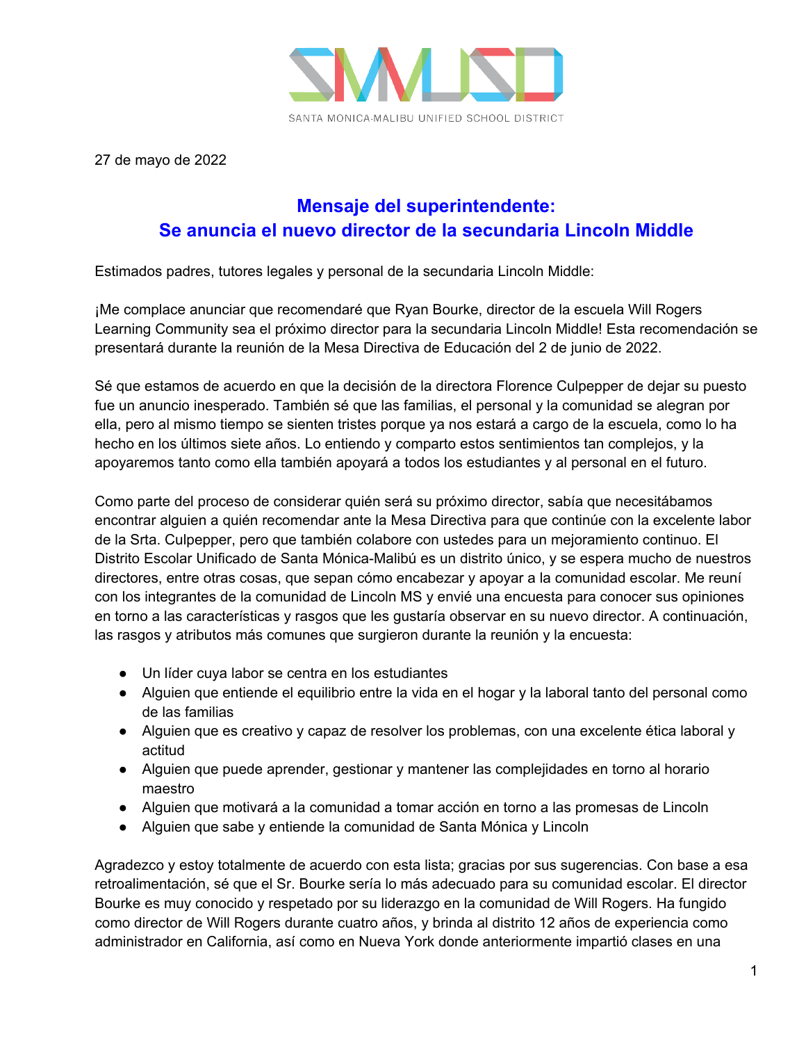SANTA MONICA-MALIBU UNIFIED SCHOOL DISTRICT

27 de mayo de 2022

## Mensaje del superintendente:
## Se anuncia el nuevo director de la secundaria Lincoln Middle

Estimados padres, tutores legales y personal de la secundaria Lincoln Middle:

¡Me complace anunciar que recomendaré que Ryan Bourke, director de la escuela Will Rogers Learning Community sea el próximo director para la secundaria Lincoln Middle! Esta recomendación se presentará durante la reunión de la Mesa Directiva de Educación del 2 de junio de 2022.

Sé que estamos de acuerdo en que la decisión de la directora Florence Culpepper de dejar su puesto fue un anuncio inesperado. También sé que las familias, el personal y la comunidad se alegran por ella, pero al mismo tiempo se sienten tristes porque ya nos estará a cargo de la escuela, como lo ha hecho en los últimos siete años. Lo entiendo y comparto estos sentimientos tan complejos, y la apoyaremos tanto como ella también apoyará a todos los estudiantes y al personal en el futuro.

Como parte del proceso de considerar quién será su próximo director, sabía que necesitábamos encontrar alguien a quién recomendar ante la Mesa Directiva para que continúe con la excelente labor de la Srta. Culpepper, pero que también colabore con ustedes para un mejoramiento continuo. El Distrito Escolar Unificado de Santa Mónica-Malibú es un distrito único, y se espera mucho de nuestros directores, entre otras cosas, que sepan cómo encabezar y apoyar a la comunidad escolar. Me reuní con los integrantes de la comunidad de Lincoln MS y envié una encuesta para conocer sus opiniones en torno a las características y rasgos que les gustaría observar en su nuevo director. A continuación, las rasgos y atributos más comunes que surgieron durante la reunión y la encuesta:

- Un líder cuya labor se centra en los estudiantes
- Alguien que entiende el equilibrio entre la vida en el hogar y la laboral tanto del personal como de las familias
- Alguien que es creativo y capaz de resolver los problemas, con una excelente ética laboral y actitud
- Alguien que puede aprender, gestionar y mantener las complejidades en torno al horario maestro
- Alguien que motivará a la comunidad a tomar acción en torno a las promesas de Lincoln
- Alguien que sabe y entiende la comunidad de Santa Mónica y Lincoln

Agradezco y estoy totalmente de acuerdo con esta lista; gracias por sus sugerencias. Con base a esa retroalimentación, sé que el Sr. Bourke sería lo más adecuado para su comunidad escolar. El director Bourke es muy conocido y respetado por su liderazgo en la comunidad de Will Rogers. Ha fungido como director de Will Rogers durante cuatro años, y brinda al distrito 12 años de experiencia como administrador en California, así como en Nueva York donde anteriormente impartió clases en una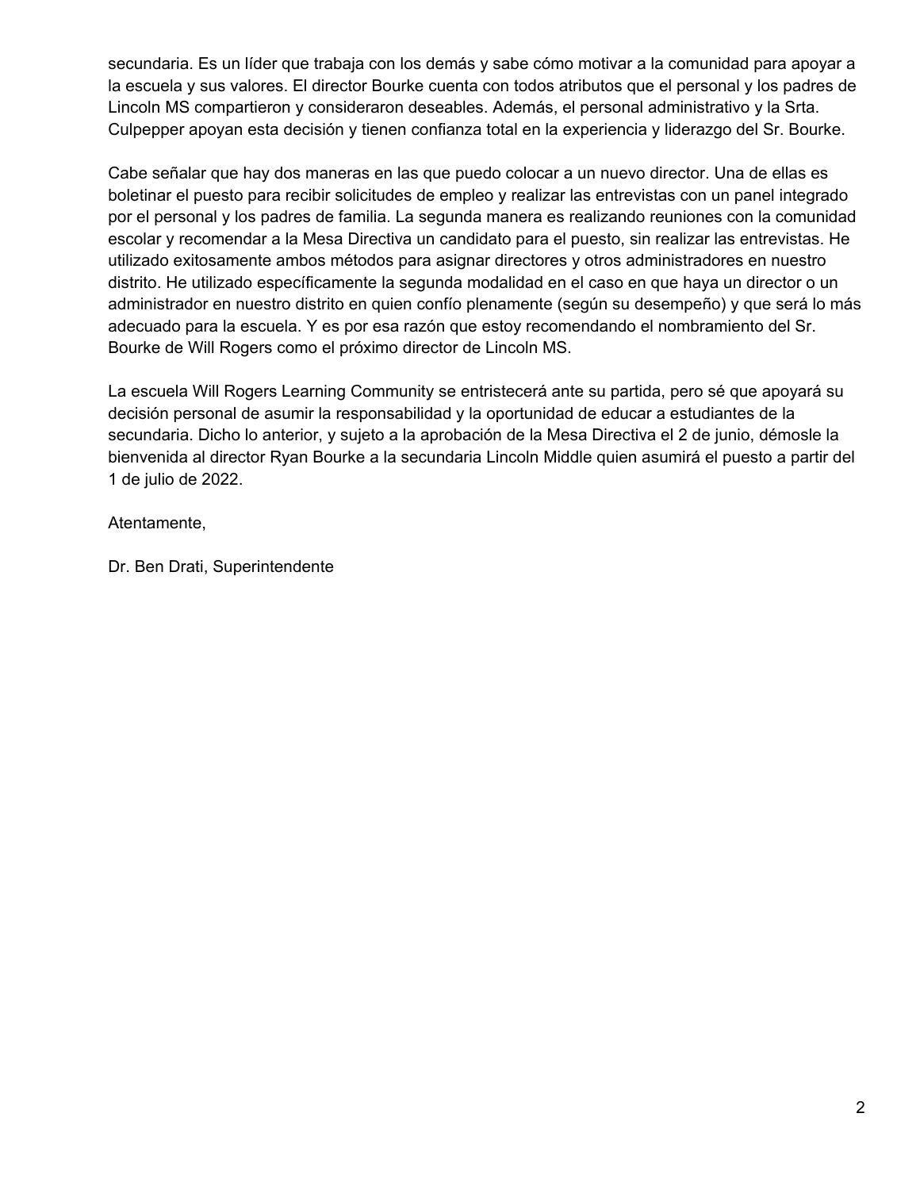secundaria. Es un líder que trabaja con los demás y sabe cómo motivar a la comunidad para apoyar a la escuela y sus valores. El director Bourke cuenta con todos atributos que el personal y los padres de Lincoln MS compartieron y consideraron deseables. Además, el personal administrativo y la Srta. Culpepper apoyan esta decisión y tienen confianza total en la experiencia y liderazgo del Sr. Bourke.

Cabe señalar que hay dos maneras en las que puedo colocar a un nuevo director. Una de ellas es boletinar el puesto para recibir solicitudes de empleo y realizar las entrevistas con un panel integrado por el personal y los padres de familia. La segunda manera es realizando reuniones con la comunidad escolar y recomendar a la Mesa Directiva un candidato para el puesto, sin realizar las entrevistas. He utilizado exitosamente ambos métodos para asignar directores y otros administradores en nuestro distrito. He utilizado específicamente la segunda modalidad en el caso en que haya un director o un administrador en nuestro distrito en quien confío plenamente (según su desempeño) y que será lo más adecuado para la escuela. Y es por esa razón que estoy recomendando el nombramiento del Sr. Bourke de Will Rogers como el próximo director de Lincoln MS.

La escuela Will Rogers Learning Community se entristecerá ante su partida, pero sé que apoyará su decisión personal de asumir la responsabilidad y la oportunidad de educar a estudiantes de la secundaria. Dicho lo anterior, y sujeto a la aprobación de la Mesa Directiva el 2 de junio, démosle la bienvenida al director Ryan Bourke a la secundaria Lincoln Middle quien asumirá el puesto a partir del 1 de julio de 2022.

Atentamente,

Dr. Ben Drati, Superintendente